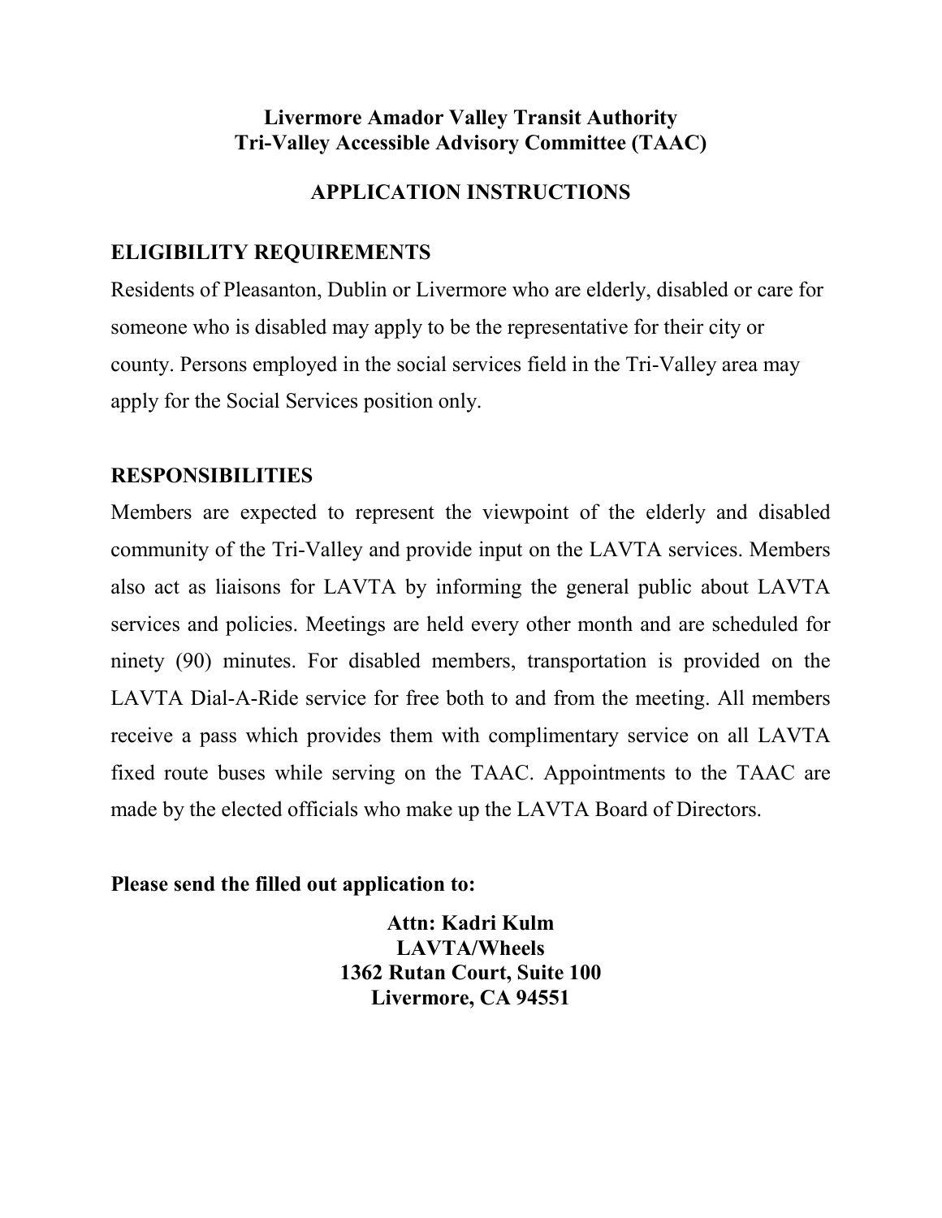# Livermore Amador Valley Transit Authority
# Tri-Valley Accessible Advisory Committee (TAAC)

## APPLICATION INSTRUCTIONS

## ELIGIBILITY REQUIREMENTS

Residents of Pleasanton, Dublin or Livermore who are elderly, disabled or care for someone who is disabled may apply to be the representative for their city or county. Persons employed in the social services field in the Tri-Valley area may apply for the Social Services position only.

## RESPONSIBILITIES

Members are expected to represent the viewpoint of the elderly and disabled community of the Tri-Valley and provide input on the LAVTA services. Members also act as liaisons for LAVTA by informing the general public about LAVTA services and policies. Meetings are held every other month and are scheduled for ninety (90) minutes. For disabled members, transportation is provided on the LAVTA Dial-A-Ride service for free both to and from the meeting. All members receive a pass which provides them with complimentary service on all LAVTA fixed route buses while serving on the TAAC. Appointments to the TAAC are made by the elected officials who make up the LAVTA Board of Directors.

**Please send the filled out application to:**

**Attn: Kadri Kulm**
**LAVTA/Wheels**
**1362 Rutan Court, Suite 100**
**Livermore, CA 94551**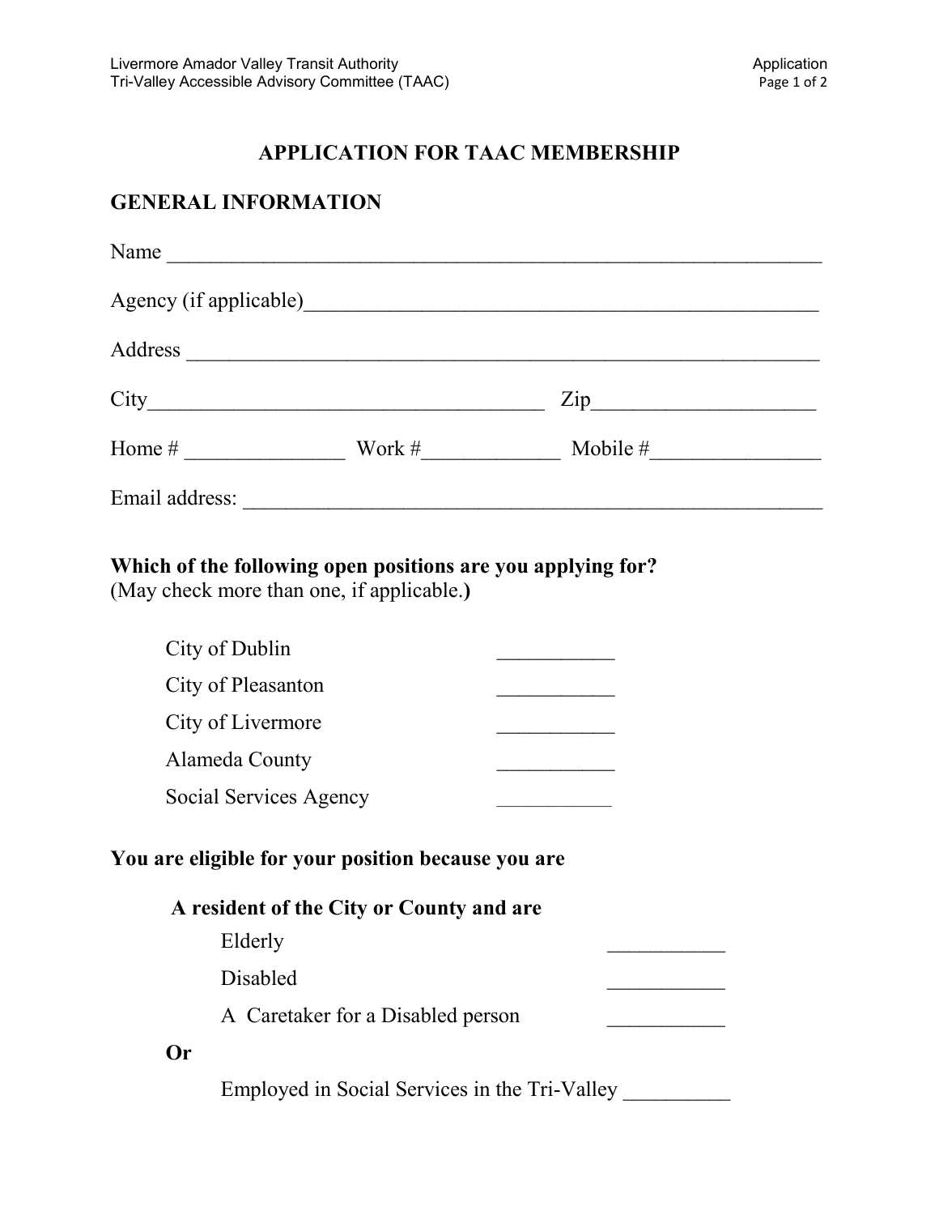# APPLICATION FOR TAAC MEMBERSHIP

## GENERAL INFORMATION

Name ___________________________________________________________

Agency (if applicable)______________________________________________

Address ________________________________________________________

City____________________________________ Zip____________________

Home # _______________ Work #_____________ Mobile #________________

Email address: ___________________________________________________

**Which of the following open positions are you applying for?**
(May check more than one, if applicable.**)**

City of Dublin ___________

City of Pleasanton ___________

City of Livermore ___________

Alameda County ___________

Social Services Agency ___________

**You are eligible for your position because you are**

**A resident of the City or County and are**

Elderly ___________

Disabled ___________

A Caretaker for a Disabled person ___________

**Or**

Employed in Social Services in the Tri-Valley __________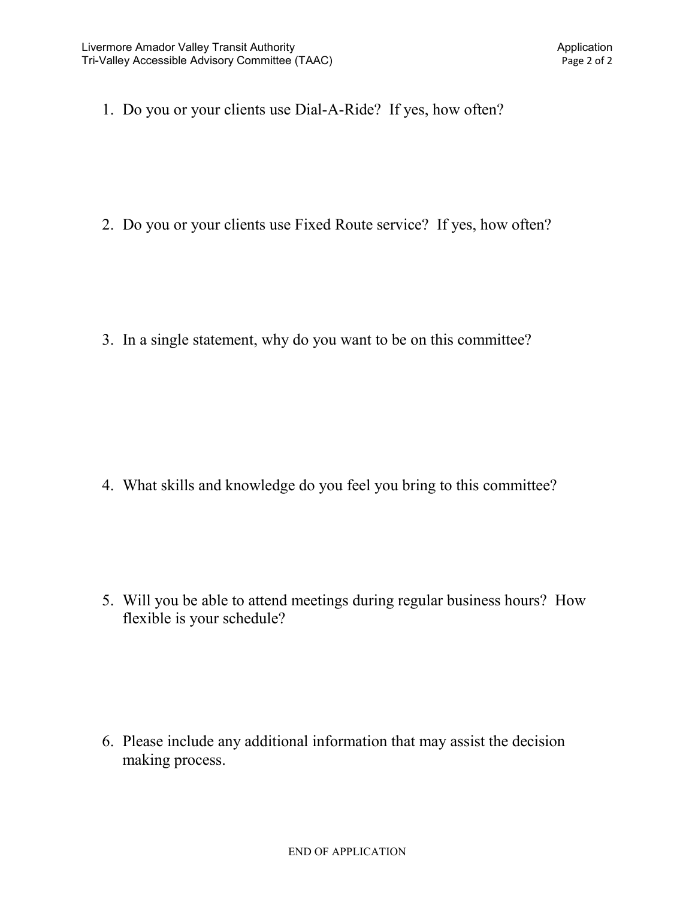1. Do you or your clients use Dial-A-Ride? If yes, how often?

2. Do you or your clients use Fixed Route service? If yes, how often?

3. In a single statement, why do you want to be on this committee?

4. What skills and knowledge do you feel you bring to this committee?

5. Will you be able to attend meetings during regular business hours? How flexible is your schedule?

6. Please include any additional information that may assist the decision making process.

END OF APPLICATION